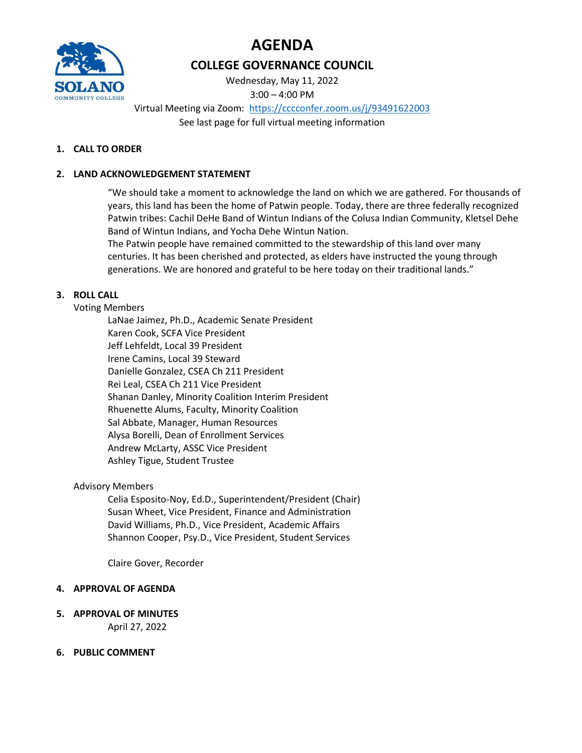# AGENDA

## COLLEGE GOVERNANCE COUNCIL

Wednesday, May 11, 2022

3:00 – 4:00 PM

Virtual Meeting via Zoom: https://cccconfer.zoom.us/j/93491622003

See last page for full virtual meeting information

**1. CALL TO ORDER**

**2. LAND ACKNOWLEDGEMENT STATEMENT**

"We should take a moment to acknowledge the land on which we are gathered. For thousands of years, this land has been the home of Patwin people. Today, there are three federally recognized Patwin tribes: Cachil DeHe Band of Wintun Indians of the Colusa Indian Community, Kletsel Dehe Band of Wintun Indians, and Yocha Dehe Wintun Nation.

The Patwin people have remained committed to the stewardship of this land over many centuries. It has been cherished and protected, as elders have instructed the young through generations. We are honored and grateful to be here today on their traditional lands."

**3. ROLL CALL**

Voting Members

- LaNae Jaimez, Ph.D., Academic Senate President
- Karen Cook, SCFA Vice President
- Jeff Lehfeldt, Local 39 President
- Irene Camins, Local 39 Steward
- Danielle Gonzalez, CSEA Ch 211 President
- Rei Leal, CSEA Ch 211 Vice President
- Shanan Danley, Minority Coalition Interim President
- Rhuenette Alums, Faculty, Minority Coalition
- Sal Abbate, Manager, Human Resources
- Alysa Borelli, Dean of Enrollment Services
- Andrew McLarty, ASSC Vice President
- Ashley Tigue, Student Trustee

Advisory Members

- Celia Esposito-Noy, Ed.D., Superintendent/President (Chair)
- Susan Wheet, Vice President, Finance and Administration
- David Williams, Ph.D., Vice President, Academic Affairs
- Shannon Cooper, Psy.D., Vice President, Student Services

Claire Gover, Recorder

**4. APPROVAL OF AGENDA**

**5. APPROVAL OF MINUTES**

April 27, 2022

**6. PUBLIC COMMENT**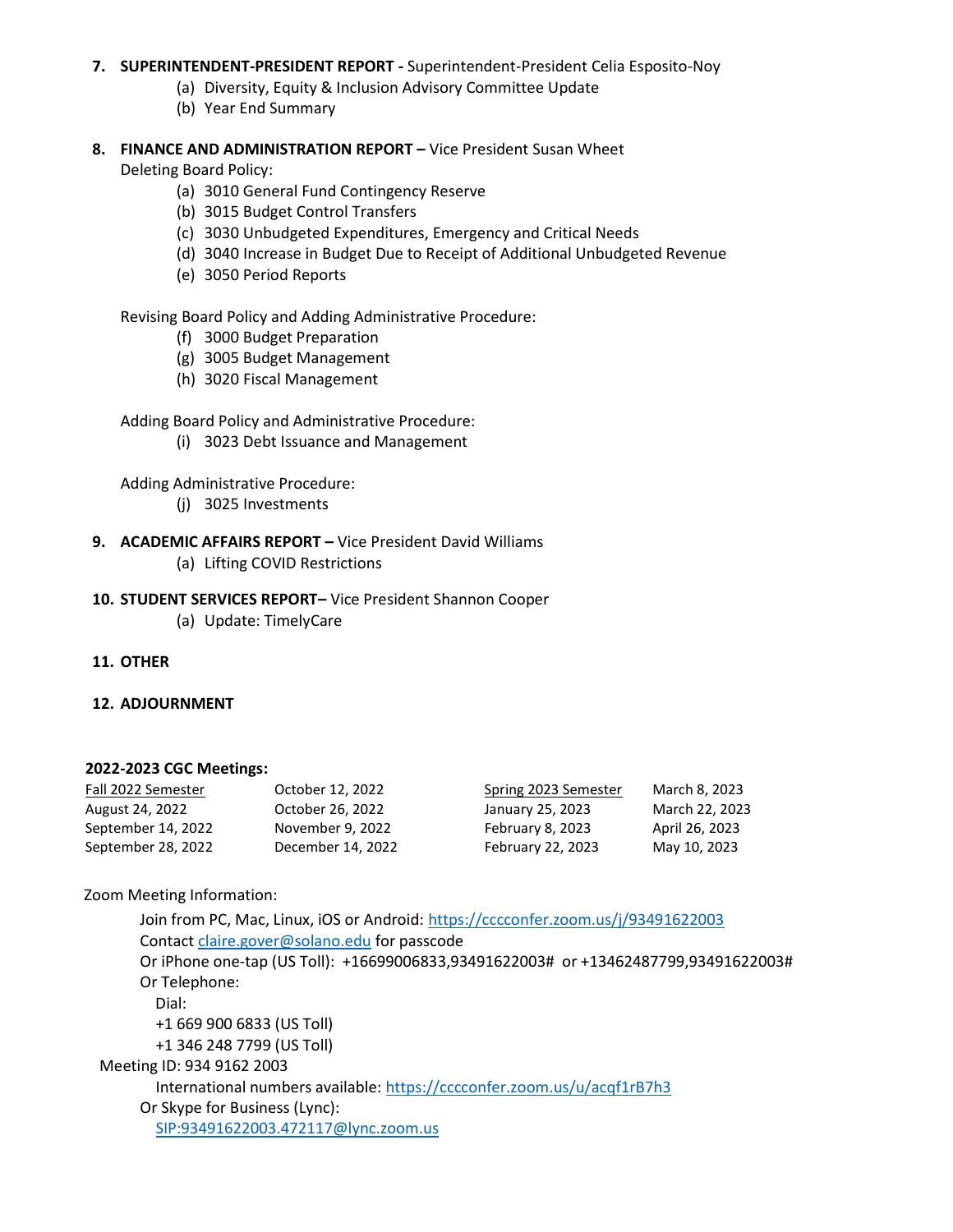7. **SUPERINTENDENT-PRESIDENT REPORT -** Superintendent-President Celia Esposito-Noy
   - (a) Diversity, Equity & Inclusion Advisory Committee Update
   - (b) Year End Summary

8. **FINANCE AND ADMINISTRATION REPORT –** Vice President Susan Wheet

   Deleting Board Policy:
   - (a) 3010 General Fund Contingency Reserve
   - (b) 3015 Budget Control Transfers
   - (c) 3030 Unbudgeted Expenditures, Emergency and Critical Needs
   - (d) 3040 Increase in Budget Due to Receipt of Additional Unbudgeted Revenue
   - (e) 3050 Period Reports

   Revising Board Policy and Adding Administrative Procedure:
   - (f) 3000 Budget Preparation
   - (g) 3005 Budget Management
   - (h) 3020 Fiscal Management

   Adding Board Policy and Administrative Procedure:
   - (i) 3023 Debt Issuance and Management

   Adding Administrative Procedure:
   - (j) 3025 Investments

9. **ACADEMIC AFFAIRS REPORT –** Vice President David Williams
   - (a) Lifting COVID Restrictions

10. **STUDENT SERVICES REPORT–** Vice President Shannon Cooper
    - (a) Update: TimelyCare

11. **OTHER**

12. **ADJOURNMENT**

**2022-2023 CGC Meetings:**

| | | | |
|---|---|---|---|
| Fall 2022 Semester | October 12, 2022 | Spring 2023 Semester | March 8, 2023 |
| August 24, 2022 | October 26, 2022 | January 25, 2023 | March 22, 2023 |
| September 14, 2022 | November 9, 2022 | February 8, 2023 | April 26, 2023 |
| September 28, 2022 | December 14, 2022 | February 22, 2023 | May 10, 2023 |

Zoom Meeting Information:

Join from PC, Mac, Linux, iOS or Android: https://cccconfer.zoom.us/j/93491622003

Contact claire.gover@solano.edu for passcode

Or iPhone one-tap (US Toll): +16699006833,93491622003# or +13462487799,93491622003#

Or Telephone:

Dial:

+1 669 900 6833 (US Toll)

+1 346 248 7799 (US Toll)

Meeting ID: 934 9162 2003

International numbers available: https://cccconfer.zoom.us/u/acqf1rB7h3

Or Skype for Business (Lync):

SIP:93491622003.472117@lync.zoom.us